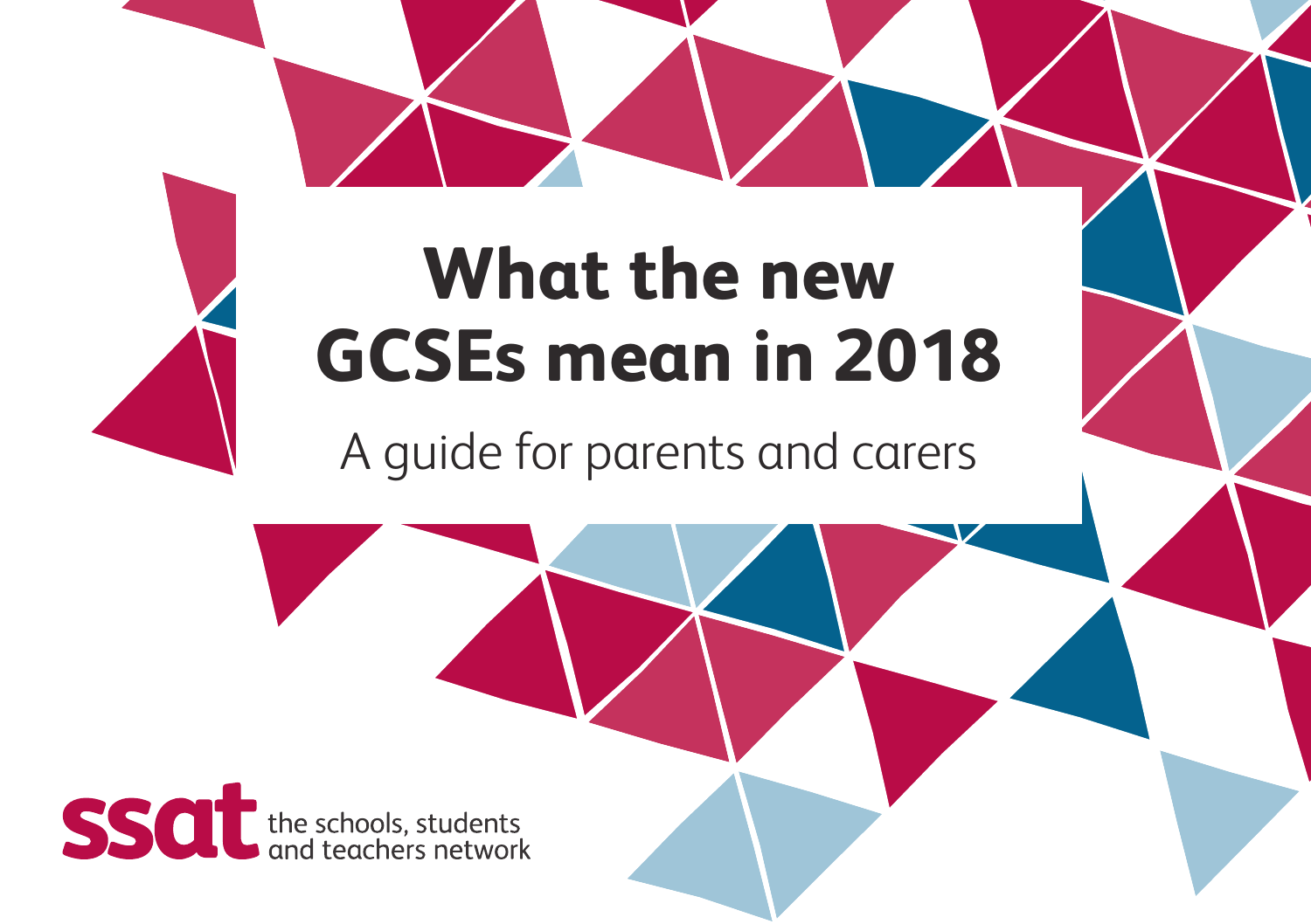# What the new GCSEs mean in 2018

A guide for parents and carers

ssat the schools, students and teachers network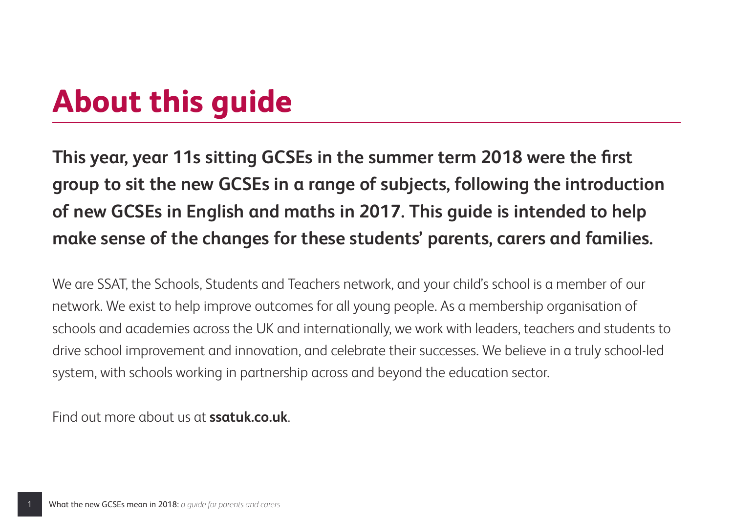# About this guide

**This year, year 11s sitting GCSEs in the summer term 2018 were the first group to sit the new GCSEs in a range of subjects, following the introduction of new GCSEs in English and maths in 2017. This guide is intended to help make sense of the changes for these students' parents, carers and families.**

We are SSAT, the Schools, Students and Teachers network, and your child's school is a member of our network. We exist to help improve outcomes for all young people. As a membership organisation of schools and academies across the UK and internationally, we work with leaders, teachers and students to drive school improvement and innovation, and celebrate their successes. We believe in a truly school-led system, with schools working in partnership across and beyond the education sector.

Find out more about us at **ssatuk.co.uk**.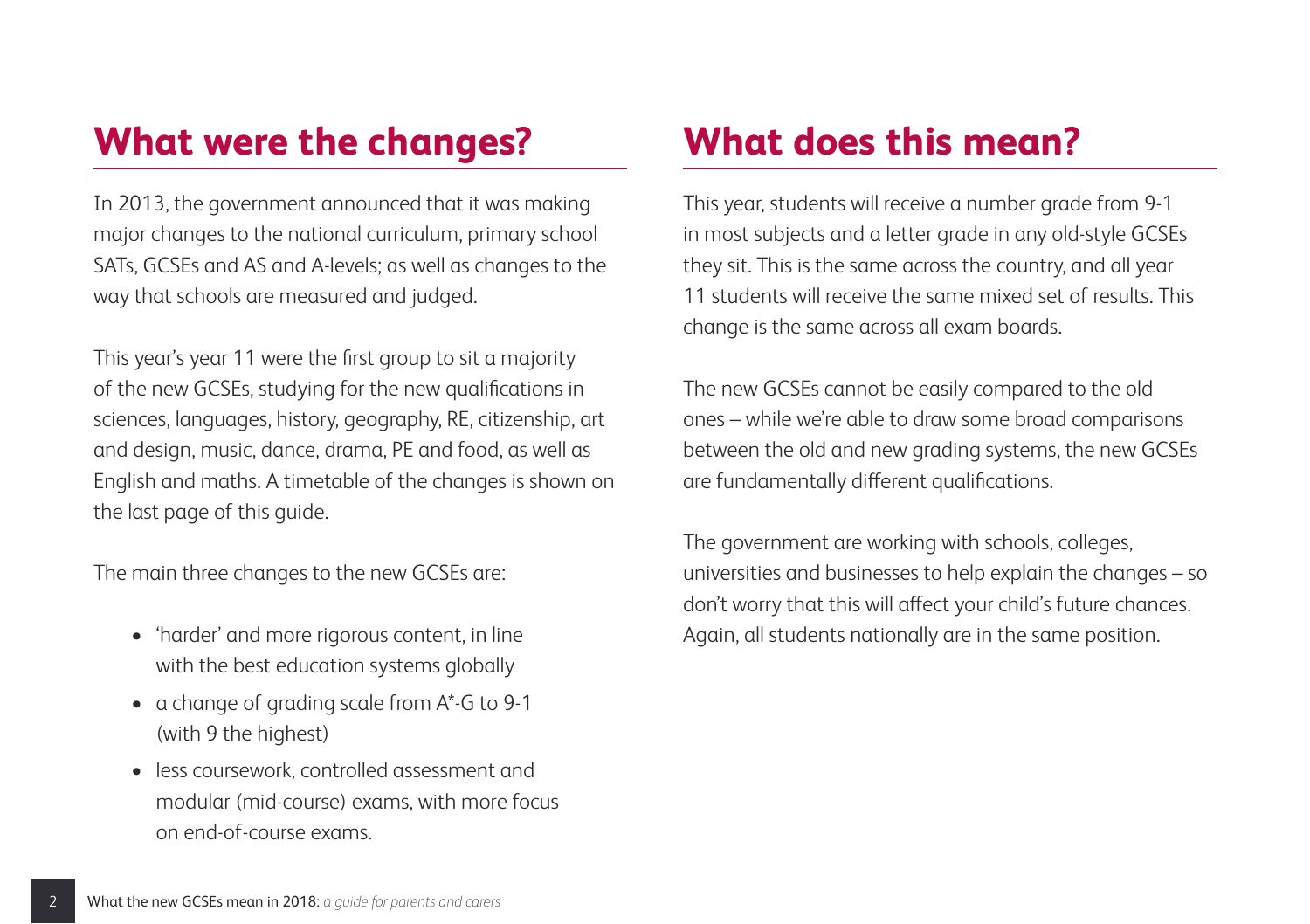## What were the changes?

In 2013, the government announced that it was making major changes to the national curriculum, primary school SATs, GCSEs and AS and A-levels; as well as changes to the way that schools are measured and judged.

This year's year 11 were the first group to sit a majority of the new GCSEs, studying for the new qualifications in sciences, languages, history, geography, RE, citizenship, art and design, music, dance, drama, PE and food, as well as English and maths. A timetable of the changes is shown on the last page of this guide.

The main three changes to the new GCSEs are:

- 'harder' and more rigorous content, in line with the best education systems globally
- a change of grading scale from A*-G to 9-1 (with 9 the highest)
- less coursework, controlled assessment and modular (mid-course) exams, with more focus on end-of-course exams.

## What does this mean?

This year, students will receive a number grade from 9-1 in most subjects and a letter grade in any old-style GCSEs they sit. This is the same across the country, and all year 11 students will receive the same mixed set of results. This change is the same across all exam boards.

The new GCSEs cannot be easily compared to the old ones – while we're able to draw some broad comparisons between the old and new grading systems, the new GCSEs are fundamentally different qualifications.

The government are working with schools, colleges, universities and businesses to help explain the changes – so don't worry that this will affect your child's future chances. Again, all students nationally are in the same position.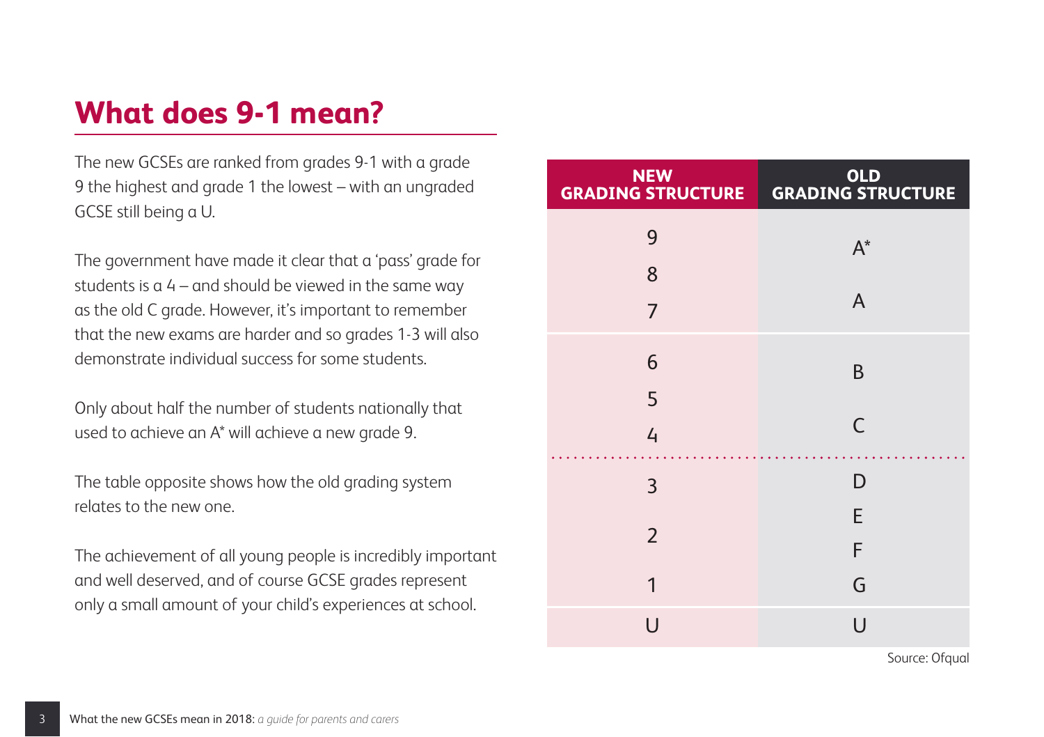## What does 9-1 mean?

The new GCSEs are ranked from grades 9-1 with a grade 9 the highest and grade 1 the lowest – with an ungraded GCSE still being a U.

The government have made it clear that a 'pass' grade for students is a 4 – and should be viewed in the same way as the old C grade. However, it's important to remember that the new exams are harder and so grades 1-3 will also demonstrate individual success for some students.

Only about half the number of students nationally that used to achieve an A* will achieve a new grade 9.

The table opposite shows how the old grading system relates to the new one.

The achievement of all young people is incredibly important and well deserved, and of course GCSE grades represent only a small amount of your child's experiences at school.

| NEW GRADING STRUCTURE | OLD GRADING STRUCTURE |
| --- | --- |
| 9 | A* |
| 8 | |
| 7 | A |
| 6 | B |
| 5 | |
| 4 | C |
| 3 | D |
| 2 | E |
| | F |
| 1 | G |
| U | U |

Source: Ofqual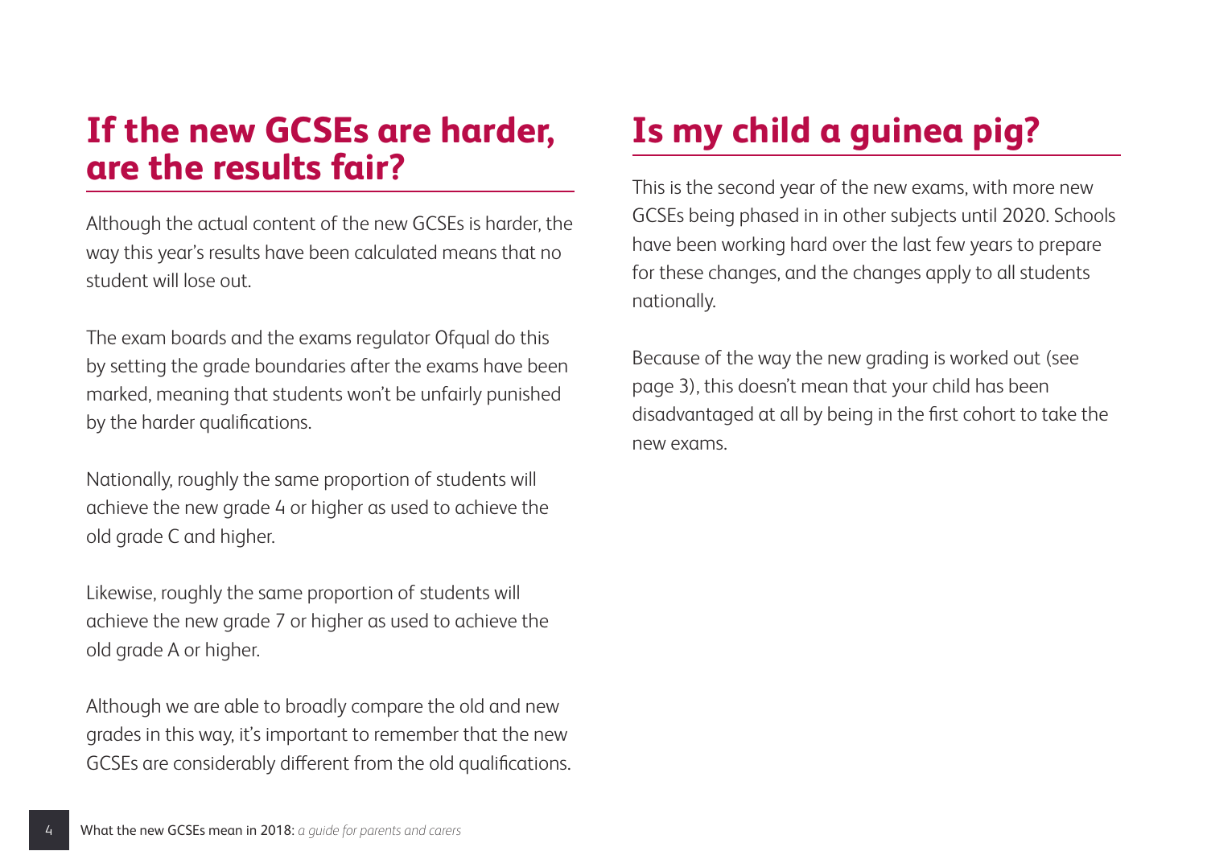## If the new GCSEs are harder, are the results fair?

Although the actual content of the new GCSEs is harder, the way this year's results have been calculated means that no student will lose out.

The exam boards and the exams regulator Ofqual do this by setting the grade boundaries after the exams have been marked, meaning that students won't be unfairly punished by the harder qualifications.

Nationally, roughly the same proportion of students will achieve the new grade 4 or higher as used to achieve the old grade C and higher.

Likewise, roughly the same proportion of students will achieve the new grade 7 or higher as used to achieve the old grade A or higher.

Although we are able to broadly compare the old and new grades in this way, it's important to remember that the new GCSEs are considerably different from the old qualifications.

## Is my child a guinea pig?

This is the second year of the new exams, with more new GCSEs being phased in in other subjects until 2020. Schools have been working hard over the last few years to prepare for these changes, and the changes apply to all students nationally.

Because of the way the new grading is worked out (see page 3), this doesn't mean that your child has been disadvantaged at all by being in the first cohort to take the new exams.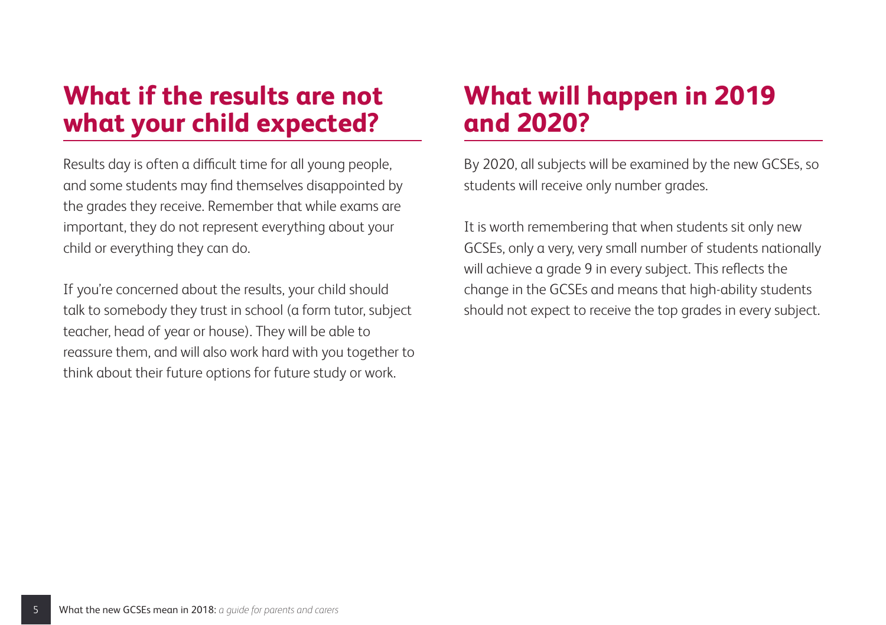## What if the results are not what your child expected?

Results day is often a difficult time for all young people, and some students may find themselves disappointed by the grades they receive. Remember that while exams are important, they do not represent everything about your child or everything they can do.

If you're concerned about the results, your child should talk to somebody they trust in school (a form tutor, subject teacher, head of year or house). They will be able to reassure them, and will also work hard with you together to think about their future options for future study or work.

## What will happen in 2019 and 2020?

By 2020, all subjects will be examined by the new GCSEs, so students will receive only number grades.

It is worth remembering that when students sit only new GCSEs, only a very, very small number of students nationally will achieve a grade 9 in every subject. This reflects the change in the GCSEs and means that high-ability students should not expect to receive the top grades in every subject.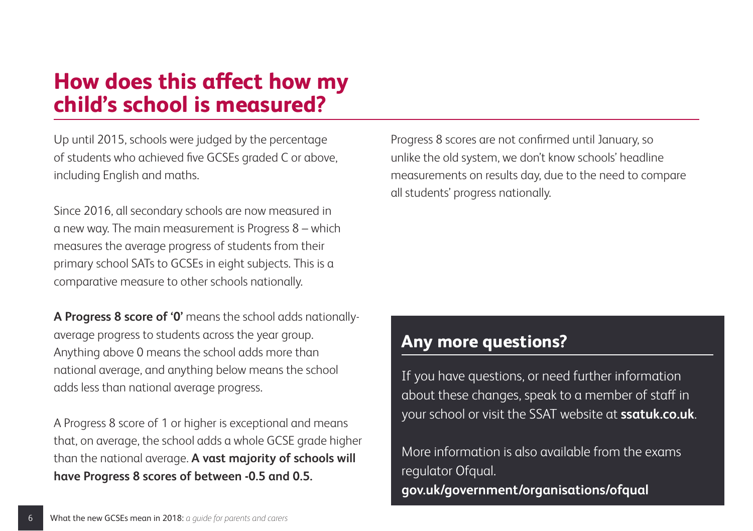## How does this affect how my child's school is measured?

Up until 2015, schools were judged by the percentage of students who achieved five GCSEs graded C or above, including English and maths.

Since 2016, all secondary schools are now measured in a new way. The main measurement is Progress 8 – which measures the average progress of students from their primary school SATs to GCSEs in eight subjects. This is a comparative measure to other schools nationally.

**A Progress 8 score of '0'** means the school adds nationally-average progress to students across the year group. Anything above 0 means the school adds more than national average, and anything below means the school adds less than national average progress.

A Progress 8 score of 1 or higher is exceptional and means that, on average, the school adds a whole GCSE grade higher than the national average. **A vast majority of schools will have Progress 8 scores of between -0.5 and 0.5.**

Progress 8 scores are not confirmed until January, so unlike the old system, we don't know schools' headline measurements on results day, due to the need to compare all students' progress nationally.

### Any more questions?

If you have questions, or need further information about these changes, speak to a member of staff in your school or visit the SSAT website at **ssatuk.co.uk**.

More information is also available from the exams regulator Ofqual.
**gov.uk/government/organisations/ofqual**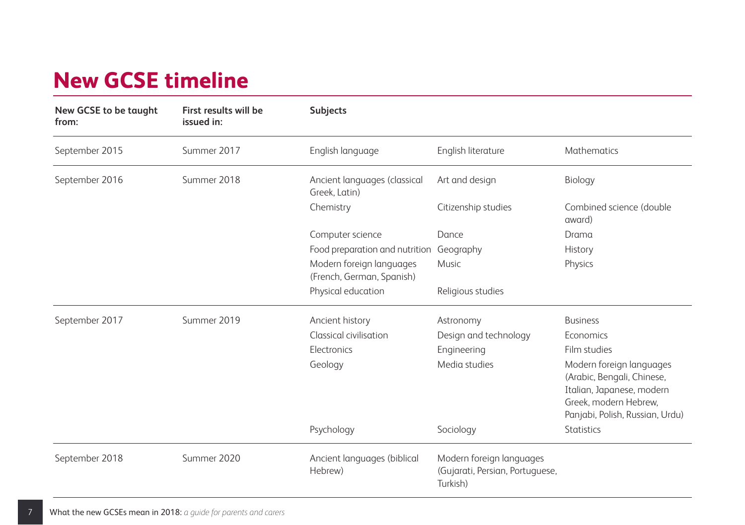# New GCSE timeline

| New GCSE to be taught from: | First results will be issued in: | Subjects | | |
|---|---|---|---|---|
| September 2015 | Summer 2017 | English language | English literature | Mathematics |
| September 2016 | Summer 2018 | Ancient languages (classical Greek, Latin) | Art and design | Biology |
| | | Chemistry | Citizenship studies | Combined science (double award) |
| | | Computer science | Dance | Drama |
| | | Food preparation and nutrition | Geography | History |
| | | Modern foreign languages (French, German, Spanish) | Music | Physics |
| | | Physical education | Religious studies | |
| September 2017 | Summer 2019 | Ancient history | Astronomy | Business |
| | | Classical civilisation | Design and technology | Economics |
| | | Electronics | Engineering | Film studies |
| | | Geology | Media studies | Modern foreign languages (Arabic, Bengali, Chinese, Italian, Japanese, modern Greek, modern Hebrew, Panjabi, Polish, Russian, Urdu) |
| | | Psychology | Sociology | Statistics |
| September 2018 | Summer 2020 | Ancient languages (biblical Hebrew) | Modern foreign languages (Gujarati, Persian, Portuguese, Turkish) | |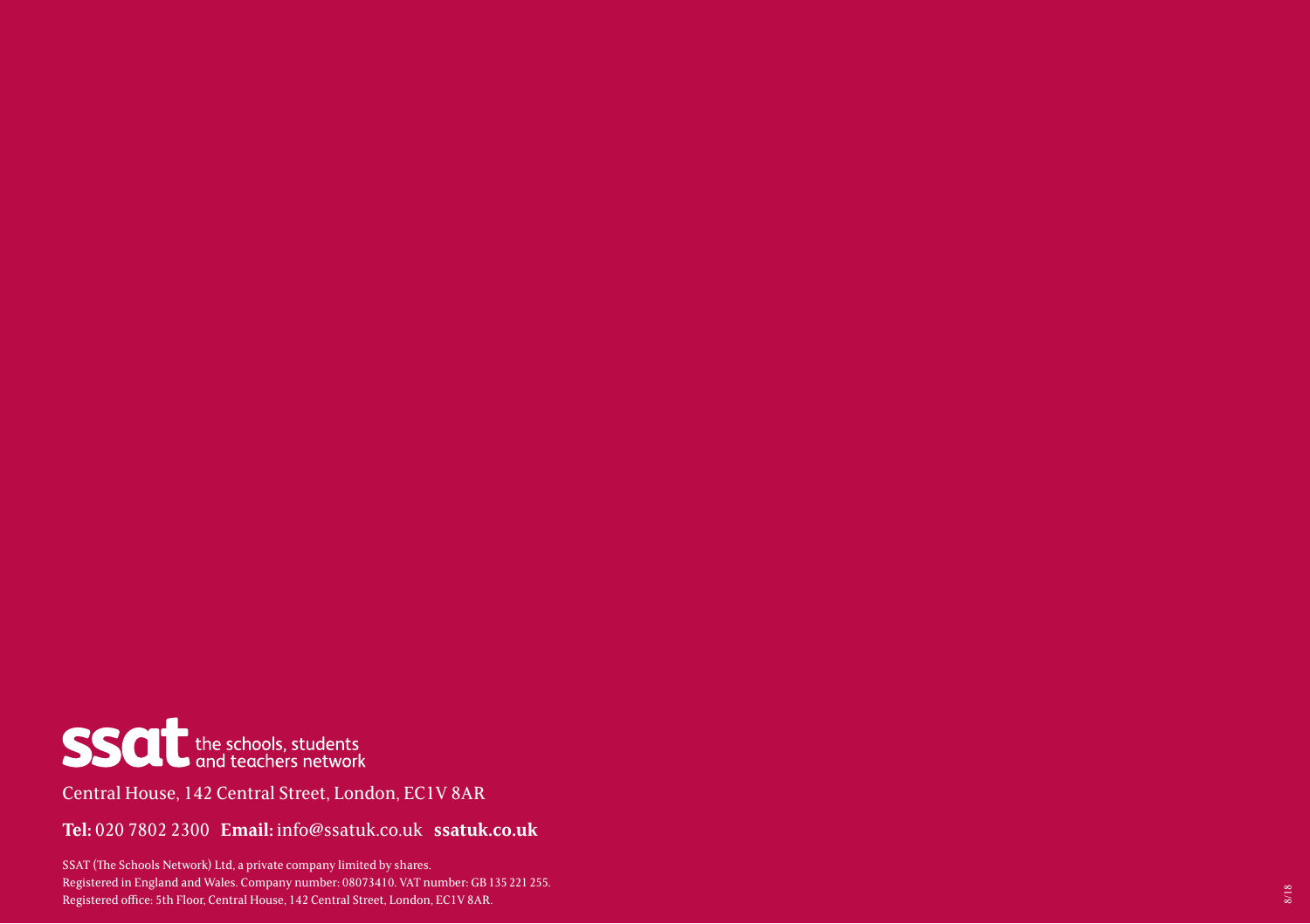**ssat** the schools, students and teachers network

Central House, 142 Central Street, London, EC1V 8AR

**Tel:** 020 7802 2300 **Email:** info@ssatuk.co.uk **ssatuk.co.uk**

SSAT (The Schools Network) Ltd, a private company limited by shares.
Registered in England and Wales. Company number: 08073410. VAT number: GB 135 221 255.
Registered office: 5th Floor, Central House, 142 Central Street, London, EC1V 8AR.

8/18